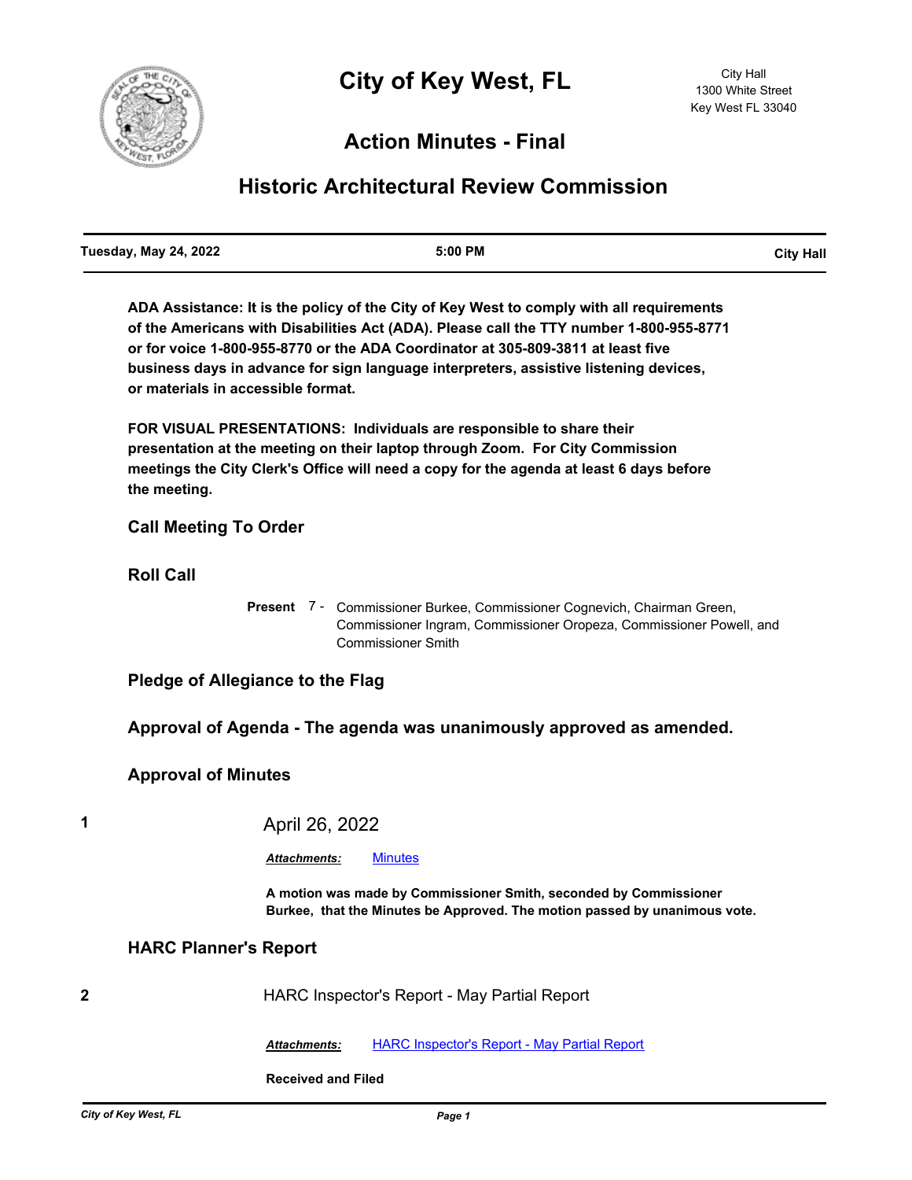# City of Key West, FL

City Hall
1300 White Street
Key West FL 33040

## Action Minutes - Final

## Historic Architectural Review Commission

| Tuesday, May 24, 2022 | 5:00 PM | City Hall |
|---|---|---|

**ADA Assistance: It is the policy of the City of Key West to comply with all requirements of the Americans with Disabilities Act (ADA). Please call the TTY number 1-800-955-8771 or for voice 1-800-955-8770 or the ADA Coordinator at 305-809-3811 at least five business days in advance for sign language interpreters, assistive listening devices, or materials in accessible format.**

**FOR VISUAL PRESENTATIONS: Individuals are responsible to share their presentation at the meeting on their laptop through Zoom. For City Commission meetings the City Clerk's Office will need a copy for the agenda at least 6 days before the meeting.**

### Call Meeting To Order

### Roll Call

**Present** 7 - Commissioner Burkee, Commissioner Cognevich, Chairman Green, Commissioner Ingram, Commissioner Oropeza, Commissioner Powell, and Commissioner Smith

### Pledge of Allegiance to the Flag

### Approval of Agenda - The agenda was unanimously approved as amended.

### Approval of Minutes

**1** April 26, 2022

***Attachments:*** Minutes

**A motion was made by Commissioner Smith, seconded by Commissioner Burkee, that the Minutes be Approved. The motion passed by unanimous vote.**

### HARC Planner's Report

**2** HARC Inspector's Report - May Partial Report

***Attachments:*** HARC Inspector's Report - May Partial Report

**Received and Filed**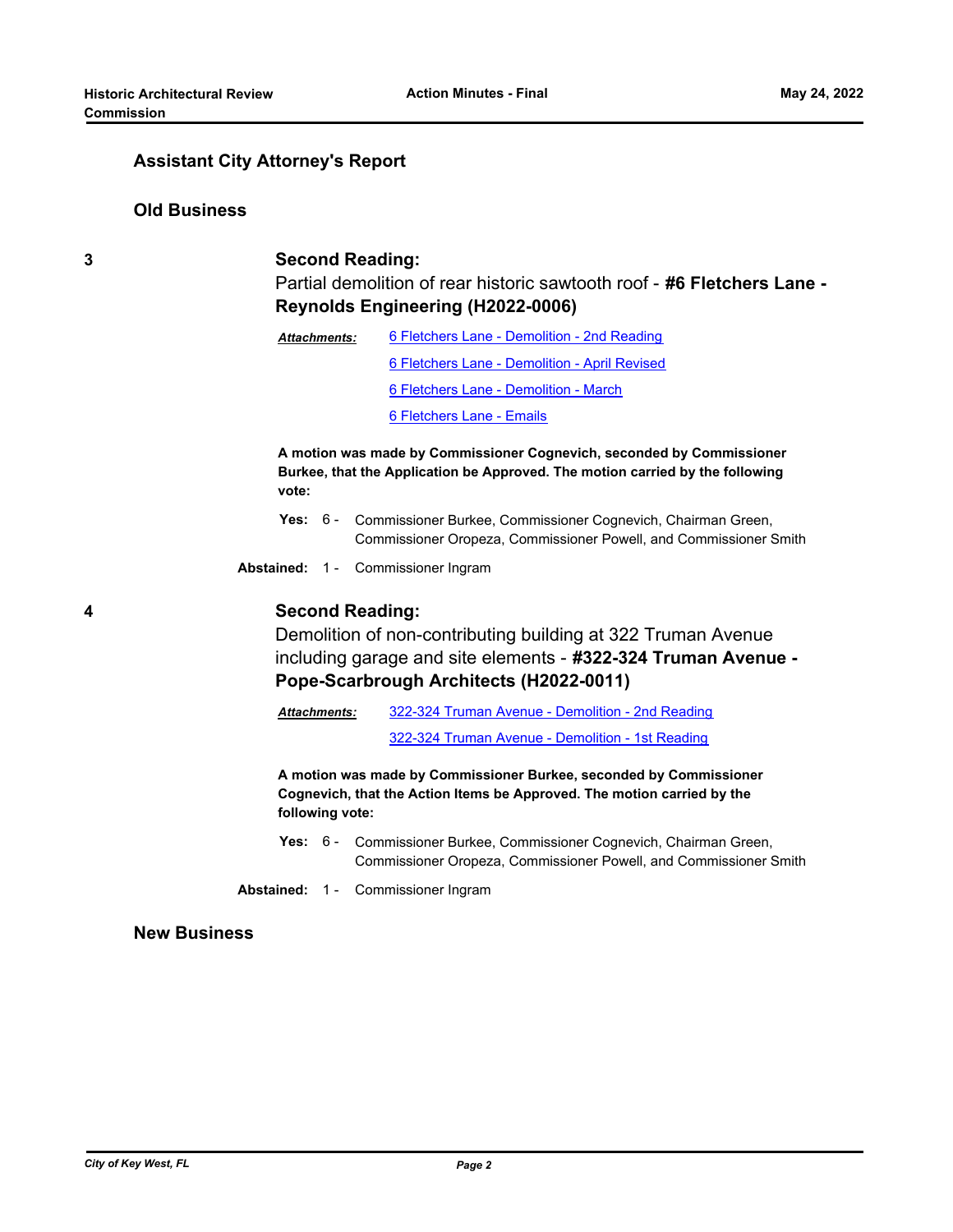## Assistant City Attorney's Report

## Old Business

**3** **Second Reading:**

Partial demolition of rear historic sawtooth roof - **#6 Fletchers Lane - Reynolds Engineering (H2022-0006)**

***Attachments:*** 6 Fletchers Lane - Demolition - 2nd Reading
6 Fletchers Lane - Demolition - April Revised
6 Fletchers Lane - Demolition - March
6 Fletchers Lane - Emails

**A motion was made by Commissioner Cognevich, seconded by Commissioner Burkee, that the Application be Approved. The motion carried by the following vote:**

**Yes:** 6 - Commissioner Burkee, Commissioner Cognevich, Chairman Green, Commissioner Oropeza, Commissioner Powell, and Commissioner Smith

**Abstained:** 1 - Commissioner Ingram

**4** **Second Reading:**

Demolition of non-contributing building at 322 Truman Avenue including garage and site elements - **#322-324 Truman Avenue - Pope-Scarbrough Architects (H2022-0011)**

***Attachments:*** 322-324 Truman Avenue - Demolition - 2nd Reading
322-324 Truman Avenue - Demolition - 1st Reading

**A motion was made by Commissioner Burkee, seconded by Commissioner Cognevich, that the Action Items be Approved. The motion carried by the following vote:**

**Yes:** 6 - Commissioner Burkee, Commissioner Cognevich, Chairman Green, Commissioner Oropeza, Commissioner Powell, and Commissioner Smith

**Abstained:** 1 - Commissioner Ingram

## New Business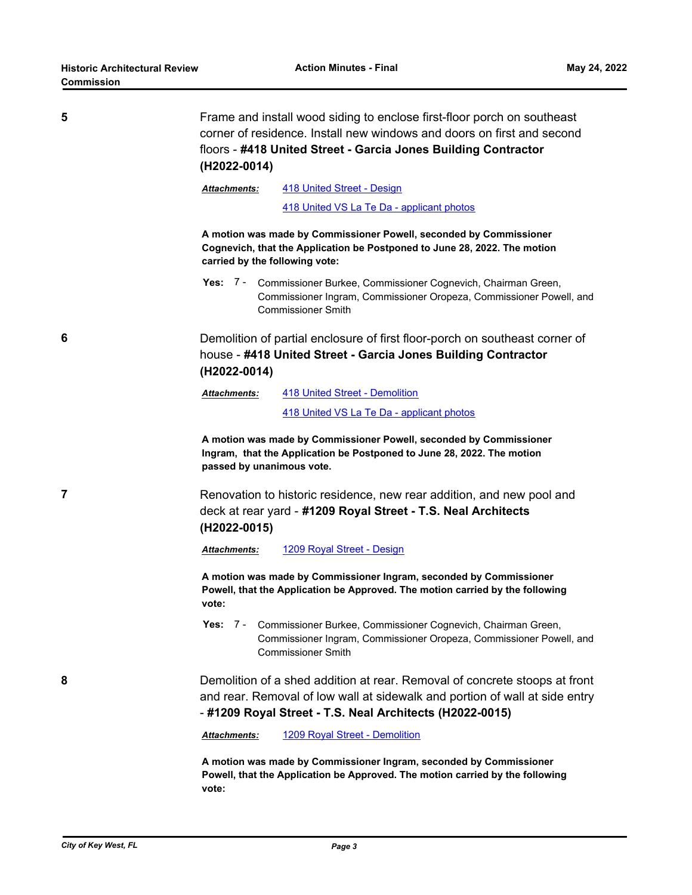**5**

Frame and install wood siding to enclose first-floor porch on southeast corner of residence. Install new windows and doors on first and second floors - **#418 United Street - Garcia Jones Building Contractor (H2022-0014)**

***Attachments:*** 418 United Street - Design
418 United VS La Te Da - applicant photos

**A motion was made by Commissioner Powell, seconded by Commissioner Cognevich, that the Application be Postponed to June 28, 2022. The motion carried by the following vote:**

**Yes:** 7 - Commissioner Burkee, Commissioner Cognevich, Chairman Green, Commissioner Ingram, Commissioner Oropeza, Commissioner Powell, and Commissioner Smith

**6**

Demolition of partial enclosure of first floor-porch on southeast corner of house - **#418 United Street - Garcia Jones Building Contractor (H2022-0014)**

***Attachments:*** 418 United Street - Demolition
418 United VS La Te Da - applicant photos

**A motion was made by Commissioner Powell, seconded by Commissioner Ingram, that the Application be Postponed to June 28, 2022. The motion passed by unanimous vote.**

**7**

Renovation to historic residence, new rear addition, and new pool and deck at rear yard - **#1209 Royal Street - T.S. Neal Architects (H2022-0015)**

***Attachments:*** 1209 Royal Street - Design

**A motion was made by Commissioner Ingram, seconded by Commissioner Powell, that the Application be Approved. The motion carried by the following vote:**

**Yes:** 7 - Commissioner Burkee, Commissioner Cognevich, Chairman Green, Commissioner Ingram, Commissioner Oropeza, Commissioner Powell, and Commissioner Smith

**8**

Demolition of a shed addition at rear. Removal of concrete stoops at front and rear. Removal of low wall at sidewalk and portion of wall at side entry - **#1209 Royal Street - T.S. Neal Architects (H2022-0015)**

***Attachments:*** 1209 Royal Street - Demolition

**A motion was made by Commissioner Ingram, seconded by Commissioner Powell, that the Application be Approved. The motion carried by the following vote:**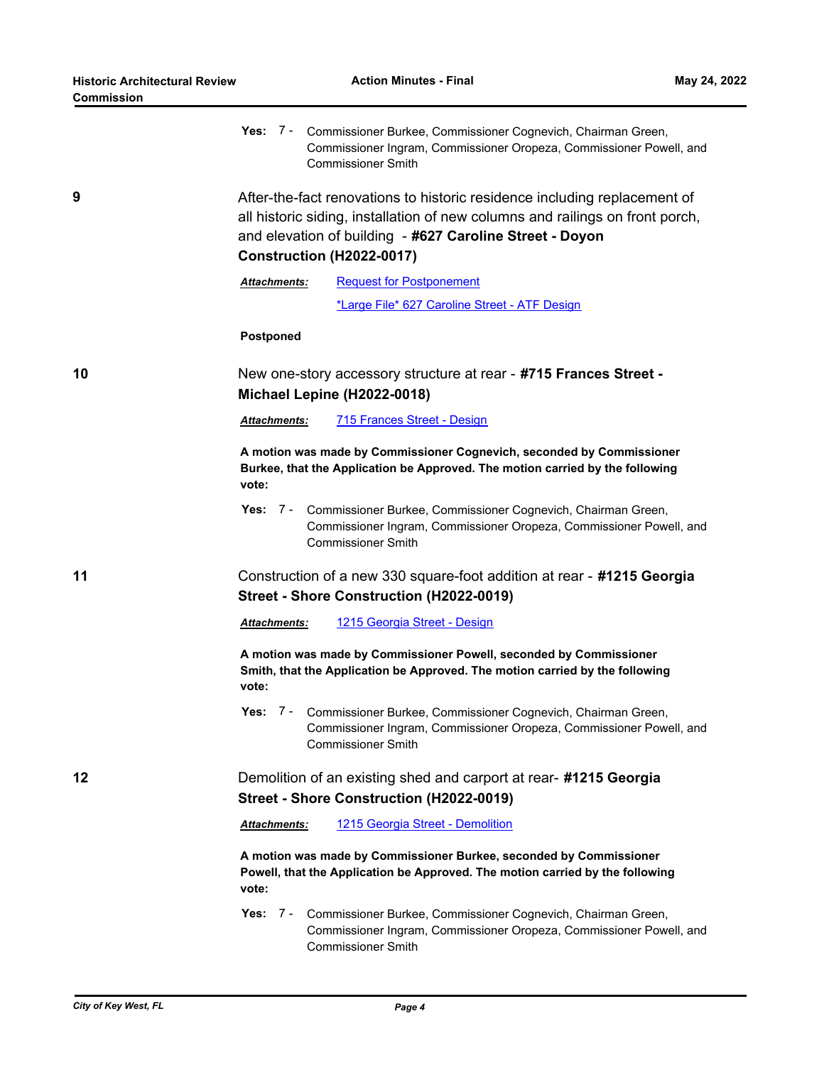**Yes:** 7 - Commissioner Burkee, Commissioner Cognevich, Chairman Green, Commissioner Ingram, Commissioner Oropeza, Commissioner Powell, and Commissioner Smith

**9** After-the-fact renovations to historic residence including replacement of all historic siding, installation of new columns and railings on front porch, and elevation of building - **#627 Caroline Street - Doyon Construction (H2022-0017)**

***Attachments:*** Request for Postponement

*Large File* 627 Caroline Street - ATF Design

**Postponed**

**10** New one-story accessory structure at rear - **#715 Frances Street - Michael Lepine (H2022-0018)**

***Attachments:*** 715 Frances Street - Design

**A motion was made by Commissioner Cognevich, seconded by Commissioner Burkee, that the Application be Approved. The motion carried by the following vote:**

**Yes:** 7 - Commissioner Burkee, Commissioner Cognevich, Chairman Green, Commissioner Ingram, Commissioner Oropeza, Commissioner Powell, and Commissioner Smith

**11** Construction of a new 330 square-foot addition at rear - **#1215 Georgia Street - Shore Construction (H2022-0019)**

***Attachments:*** 1215 Georgia Street - Design

**A motion was made by Commissioner Powell, seconded by Commissioner Smith, that the Application be Approved. The motion carried by the following vote:**

**Yes:** 7 - Commissioner Burkee, Commissioner Cognevich, Chairman Green, Commissioner Ingram, Commissioner Oropeza, Commissioner Powell, and Commissioner Smith

**12** Demolition of an existing shed and carport at rear- **#1215 Georgia Street - Shore Construction (H2022-0019)**

***Attachments:*** 1215 Georgia Street - Demolition

**A motion was made by Commissioner Burkee, seconded by Commissioner Powell, that the Application be Approved. The motion carried by the following vote:**

**Yes:** 7 - Commissioner Burkee, Commissioner Cognevich, Chairman Green, Commissioner Ingram, Commissioner Oropeza, Commissioner Powell, and Commissioner Smith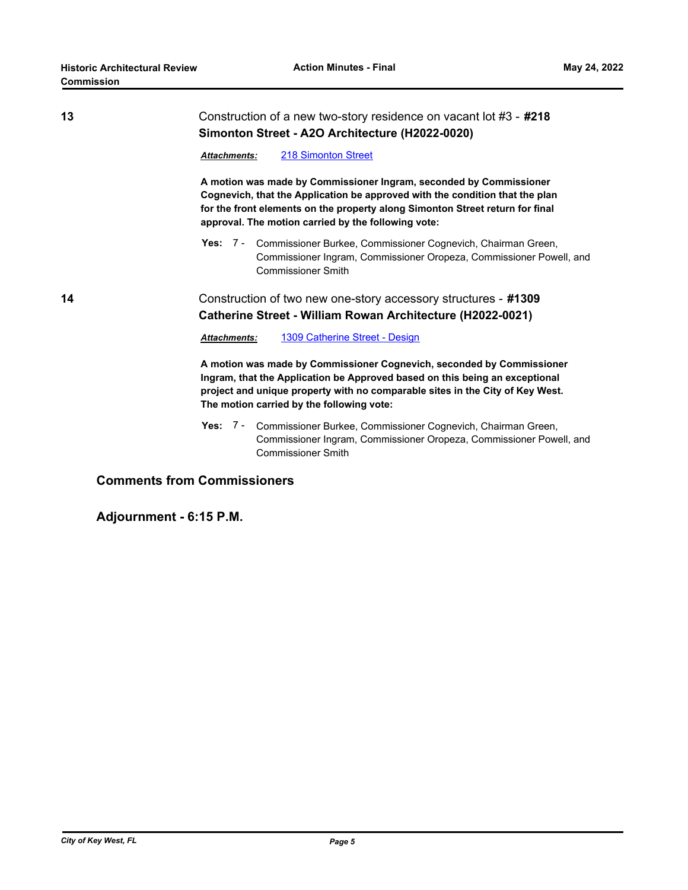**13** Construction of a new two-story residence on vacant lot #3 - **#218 Simonton Street - A2O Architecture (H2022-0020)**

***Attachments:*** 218 Simonton Street

**A motion was made by Commissioner Ingram, seconded by Commissioner Cognevich, that the Application be approved with the condition that the plan for the front elements on the property along Simonton Street return for final approval. The motion carried by the following vote:**

**Yes:** 7 - Commissioner Burkee, Commissioner Cognevich, Chairman Green, Commissioner Ingram, Commissioner Oropeza, Commissioner Powell, and Commissioner Smith

**14** Construction of two new one-story accessory structures - **#1309 Catherine Street - William Rowan Architecture (H2022-0021)**

***Attachments:*** 1309 Catherine Street - Design

**A motion was made by Commissioner Cognevich, seconded by Commissioner Ingram, that the Application be Approved based on this being an exceptional project and unique property with no comparable sites in the City of Key West. The motion carried by the following vote:**

**Yes:** 7 - Commissioner Burkee, Commissioner Cognevich, Chairman Green, Commissioner Ingram, Commissioner Oropeza, Commissioner Powell, and Commissioner Smith

## Comments from Commissioners

## Adjournment - 6:15 P.M.